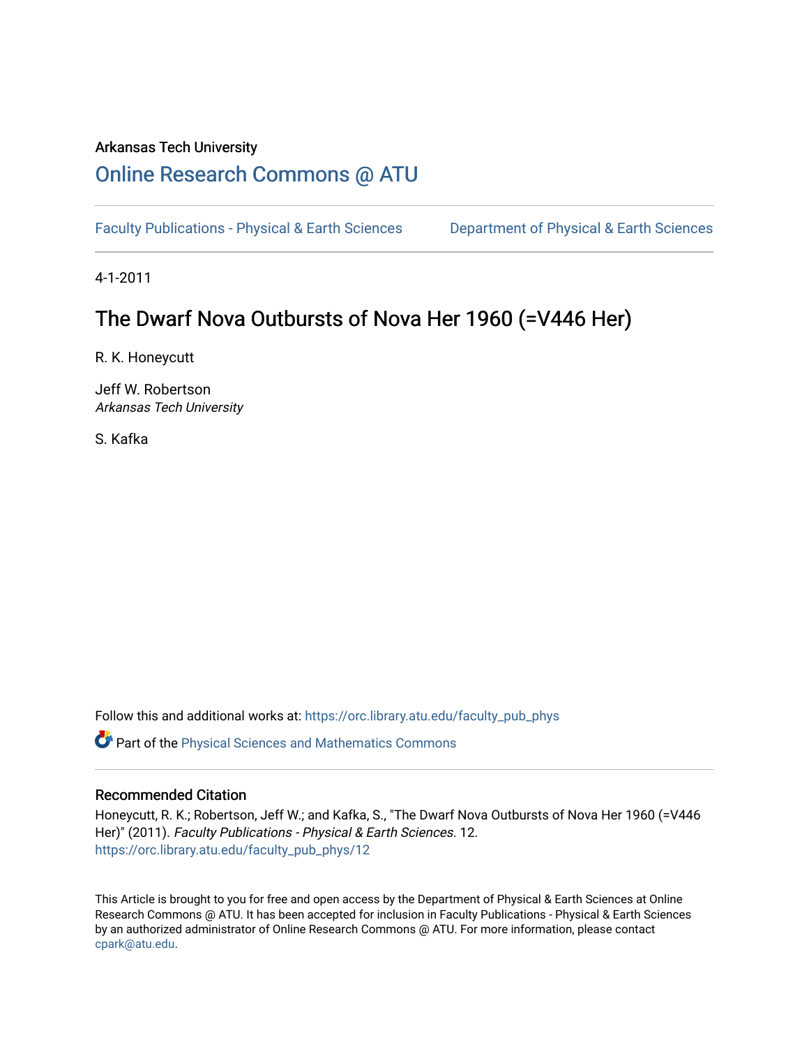Arkansas Tech University

# Online Research Commons @ ATU

Faculty Publications - Physical & Earth Sciences | Department of Physical & Earth Sciences

4-1-2011

## The Dwarf Nova Outbursts of Nova Her 1960 (=V446 Her)

R. K. Honeycutt

Jeff W. Robertson
*Arkansas Tech University*

S. Kafka

Follow this and additional works at: https://orc.library.atu.edu/faculty_pub_phys

Part of the Physical Sciences and Mathematics Commons

### Recommended Citation

Honeycutt, R. K.; Robertson, Jeff W.; and Kafka, S., "The Dwarf Nova Outbursts of Nova Her 1960 (=V446 Her)" (2011). *Faculty Publications - Physical & Earth Sciences*. 12.
https://orc.library.atu.edu/faculty_pub_phys/12

This Article is brought to you for free and open access by the Department of Physical & Earth Sciences at Online Research Commons @ ATU. It has been accepted for inclusion in Faculty Publications - Physical & Earth Sciences by an authorized administrator of Online Research Commons @ ATU. For more information, please contact cpark@atu.edu.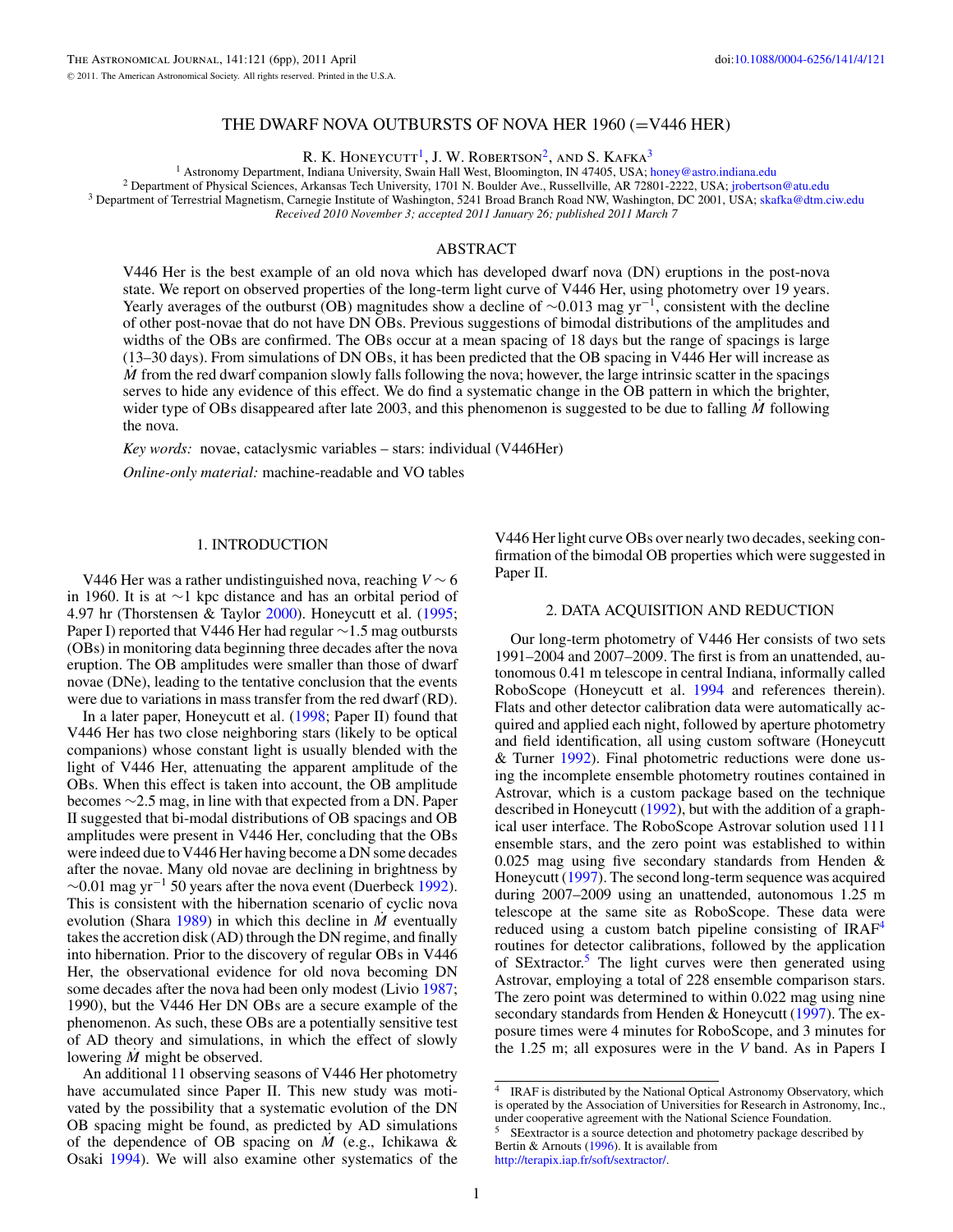THE DWARF NOVA OUTBURSTS OF NOVA HER 1960 (=V446 HER)

R. K. Honeycutt[1], J. W. Robertson[2], and S. Kafka[3]

[1] Astronomy Department, Indiana University, Swain Hall West, Bloomington, IN 47405, USA; honey@astro.indiana.edu
[2] Department of Physical Sciences, Arkansas Tech University, 1701 N. Boulder Ave., Russellville, AR 72801-2222, USA; jrobertson@atu.edu
[3] Department of Terrestrial Magnetism, Carnegie Institute of Washington, 5241 Broad Branch Road NW, Washington, DC 2001, USA; skafka@dtm.ciw.edu

*Received 2010 November 3; accepted 2011 January 26; published 2011 March 7*

## ABSTRACT

V446 Her is the best example of an old nova which has developed dwarf nova (DN) eruptions in the post-nova state. We report on observed properties of the long-term light curve of V446 Her, using photometry over 19 years. Yearly averages of the outburst (OB) magnitudes show a decline of $\sim$0.013 mag yr$^{-1}$, consistent with the decline of other post-novae that do not have DN OBs. Previous suggestions of bimodal distributions of the amplitudes and widths of the OBs are confirmed. The OBs occur at a mean spacing of 18 days but the range of spacings is large (13–30 days). From simulations of DN OBs, it has been predicted that the OB spacing in V446 Her will increase as $\dot{M}$ from the red dwarf companion slowly falls following the nova; however, the large intrinsic scatter in the spacings serves to hide any evidence of this effect. We do find a systematic change in the OB pattern in which the brighter, wider type of OBs disappeared after late 2003, and this phenomenon is suggested to be due to falling $\dot{M}$ following the nova.

*Key words:* novae, cataclysmic variables – stars: individual (V446Her)

*Online-only material:* machine-readable and VO tables

## 1. INTRODUCTION

V446 Her was a rather undistinguished nova, reaching $V \sim 6$ in 1960. It is at $\sim$1 kpc distance and has an orbital period of 4.97 hr (Thorstensen & Taylor 2000). Honeycutt et al. (1995; Paper I) reported that V446 Her had regular $\sim$1.5 mag outbursts (OBs) in monitoring data beginning three decades after the nova eruption. The OB amplitudes were smaller than those of dwarf novae (DNe), leading to the tentative conclusion that the events were due to variations in mass transfer from the red dwarf (RD).

In a later paper, Honeycutt et al. (1998; Paper II) found that V446 Her has two close neighboring stars (likely to be optical companions) whose constant light is usually blended with the light of V446 Her, attenuating the apparent amplitude of the OBs. When this effect is taken into account, the OB amplitude becomes $\sim$2.5 mag, in line with that expected from a DN. Paper II suggested that bi-modal distributions of OB spacings and OB amplitudes were present in V446 Her, concluding that the OBs were indeed due to V446 Her having become a DN some decades after the novae. Many old novae are declining in brightness by $\sim$0.01 mag yr$^{-1}$ 50 years after the nova event (Duerbeck 1992). This is consistent with the hibernation scenario of cyclic nova evolution (Shara 1989) in which this decline in $\dot{M}$ eventually takes the accretion disk (AD) through the DN regime, and finally into hibernation. Prior to the discovery of regular OBs in V446 Her, the observational evidence for old nova becoming DN some decades after the nova had been only modest (Livio 1987; 1990), but the V446 Her DN OBs are a secure example of the phenomenon. As such, these OBs are a potentially sensitive test of AD theory and simulations, in which the effect of slowly lowering $\dot{M}$ might be observed.

An additional 11 observing seasons of V446 Her photometry have accumulated since Paper II. This new study was motivated by the possibility that a systematic evolution of the DN OB spacing might be found, as predicted by AD simulations of the dependence of OB spacing on $\dot{M}$ (e.g., Ichikawa & Osaki 1994). We will also examine other systematics of the V446 Her light curve OBs over nearly two decades, seeking confirmation of the bimodal OB properties which were suggested in Paper II.

## 2. DATA ACQUISITION AND REDUCTION

Our long-term photometry of V446 Her consists of two sets 1991–2004 and 2007–2009. The first is from an unattended, autonomous 0.41 m telescope in central Indiana, informally called RoboScope (Honeycutt et al. 1994 and references therein). Flats and other detector calibration data were automatically acquired and applied each night, followed by aperture photometry and field identification, all using custom software (Honeycutt & Turner 1992). Final photometric reductions were done using the incomplete ensemble photometry routines contained in Astrovar, which is a custom package based on the technique described in Honeycutt (1992), but with the addition of a graphical user interface. The RoboScope Astrovar solution used 111 ensemble stars, and the zero point was established to within 0.025 mag using five secondary standards from Henden & Honeycutt (1997). The second long-term sequence was acquired during 2007–2009 using an unattended, autonomous 1.25 m telescope at the same site as RoboScope. These data were reduced using a custom batch pipeline consisting of IRAF[4] routines for detector calibrations, followed by the application of SExtractor.[5] The light curves were then generated using Astrovar, employing a total of 228 ensemble comparison stars. The zero point was determined to within 0.022 mag using nine secondary standards from Henden & Honeycutt (1997). The exposure times were 4 minutes for RoboScope, and 3 minutes for the 1.25 m; all exposures were in the *V* band. As in Papers I

[4] IRAF is distributed by the National Optical Astronomy Observatory, which is operated by the Association of Universities for Research in Astronomy, Inc., under cooperative agreement with the National Science Foundation.

[5] SExtractor is a source detection and photometry package described by Bertin & Arnouts (1996). It is available from http://terapix.iap.fr/soft/sextractor/.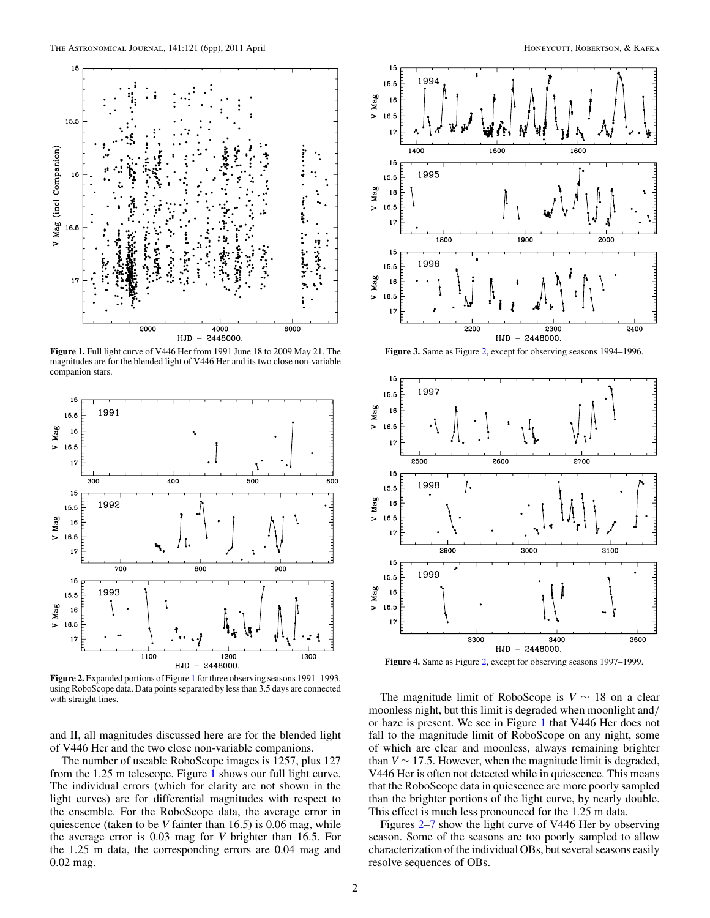Figure 1. Full light curve of V446 Her from 1991 June 18 to 2009 May 21. The magnitudes are for the blended light of V446 Her and its two close non-variable companion stars.

Figure 2. Expanded portions of Figure 1 for three observing seasons 1991–1993, using RoboScope data. Data points separated by less than 3.5 days are connected with straight lines.

Figure 3. Same as Figure 2, except for observing seasons 1994–1996.

Figure 4. Same as Figure 2, except for observing seasons 1997–1999.

and II, all magnitudes discussed here are for the blended light of V446 Her and the two close non-variable companions.

The number of useable RoboScope images is 1257, plus 127 from the 1.25 m telescope. Figure 1 shows our full light curve. The individual errors (which for clarity are not shown in the light curves) are for differential magnitudes with respect to the ensemble. For the RoboScope data, the average error in quiescence (taken to be $V$ fainter than 16.5) is 0.06 mag, while the average error is 0.03 mag for $V$ brighter than 16.5. For the 1.25 m data, the corresponding errors are 0.04 mag and 0.02 mag.

The magnitude limit of RoboScope is $V \sim 18$ on a clear moonless night, but this limit is degraded when moonlight and/or haze is present. We see in Figure 1 that V446 Her does not fall to the magnitude limit of RoboScope on any night, some of which are clear and moonless, always remaining brighter than $V \sim 17.5$. However, when the magnitude limit is degraded, V446 Her is often not detected while in quiescence. This means that the RoboScope data in quiescence are more poorly sampled than the brighter portions of the light curve, by nearly double. This effect is much less pronounced for the 1.25 m data.

Figures 2–7 show the light curve of V446 Her by observing season. Some of the seasons are too poorly sampled to allow characterization of the individual OBs, but several seasons easily resolve sequences of OBs.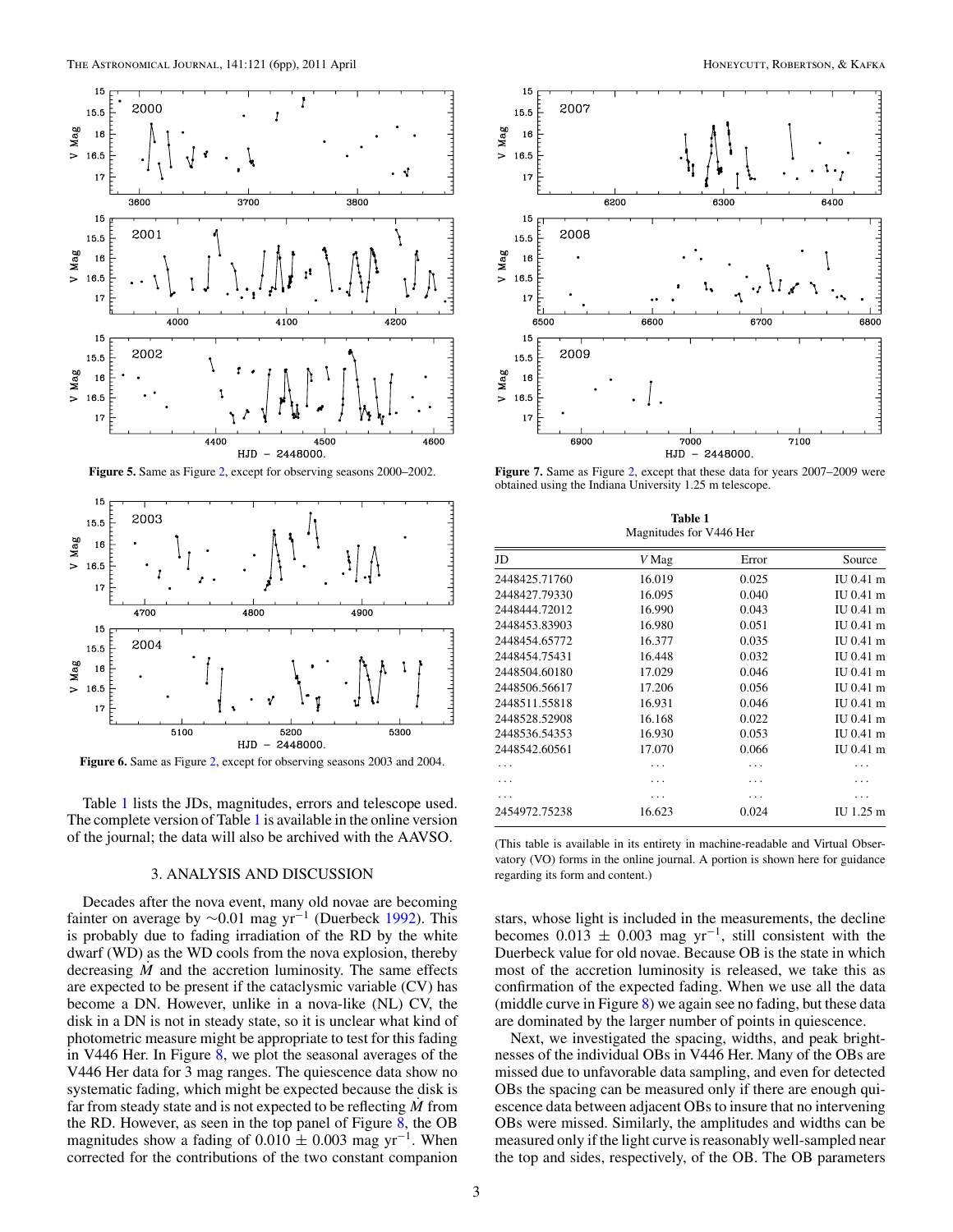**Figure 5.** Same as Figure 2, except for observing seasons 2000–2002.

**Figure 6.** Same as Figure 2, except for observing seasons 2003 and 2004.

Table 1 lists the JDs, magnitudes, errors and telescope used. The complete version of Table 1 is available in the online version of the journal; the data will also be archived with the AAVSO.

## 3. ANALYSIS AND DISCUSSION

Decades after the nova event, many old novae are becoming fainter on average by $\sim$0.01 mag yr$^{-1}$ (Duerbeck 1992). This is probably due to fading irradiation of the RD by the white dwarf (WD) as the WD cools from the nova explosion, thereby decreasing $\dot{M}$ and the accretion luminosity. The same effects are expected to be present if the cataclysmic variable (CV) has become a DN. However, unlike in a nova-like (NL) CV, the disk in a DN is not in steady state, so it is unclear what kind of photometric measure might be appropriate to test for this fading in V446 Her. In Figure 8, we plot the seasonal averages of the V446 Her data for 3 mag ranges. The quiescence data show no systematic fading, which might be expected because the disk is far from steady state and is not expected to be reflecting $\dot{M}$ from the RD. However, as seen in the top panel of Figure 8, the OB magnitudes show a fading of $0.010 \pm 0.003$ mag yr$^{-1}$. When corrected for the contributions of the two constant companion stars, whose light is included in the measurements, the decline becomes $0.013 \pm 0.003$ mag yr$^{-1}$, still consistent with the Duerbeck value for old novae. Because OB is the state in which most of the accretion luminosity is released, we take this as confirmation of the expected fading. When we use all the data (middle curve in Figure 8) we again see no fading, but these data are dominated by the larger number of points in quiescence.

Next, we investigated the spacing, widths, and peak brightnesses of the individual OBs in V446 Her. Many of the OBs are missed due to unfavorable data sampling, and even for detected OBs the spacing can be measured only if there are enough quiescence data between adjacent OBs to insure that no intervening OBs were missed. Similarly, the amplitudes and widths can be measured only if the light curve is reasonably well-sampled near the top and sides, respectively, of the OB. The OB parameters

**Figure 7.** Same as Figure 2, except that these data for years 2007–2009 were obtained using the Indiana University 1.25 m telescope.

**Table 1**
Magnitudes for V446 Her

| JD | *V* Mag | Error | Source |
|---|---|---|---|
| 2448425.71760 | 16.019 | 0.025 | IU 0.41 m |
| 2448427.79330 | 16.095 | 0.040 | IU 0.41 m |
| 2448444.72012 | 16.990 | 0.043 | IU 0.41 m |
| 2448453.83903 | 16.980 | 0.051 | IU 0.41 m |
| 2448454.65772 | 16.377 | 0.035 | IU 0.41 m |
| 2448454.75431 | 16.448 | 0.032 | IU 0.41 m |
| 2448504.60180 | 17.029 | 0.046 | IU 0.41 m |
| 2448506.56617 | 17.206 | 0.056 | IU 0.41 m |
| 2448511.55818 | 16.931 | 0.046 | IU 0.41 m |
| 2448528.52908 | 16.168 | 0.022 | IU 0.41 m |
| 2448536.54353 | 16.930 | 0.053 | IU 0.41 m |
| 2448542.60561 | 17.070 | 0.066 | IU 0.41 m |
| ... | ... | ... | ... |
| ... | ... | ... | ... |
| ... | ... | ... | ... |
| 2454972.75238 | 16.623 | 0.024 | IU 1.25 m |

(This table is available in its entirety in machine-readable and Virtual Observatory (VO) forms in the online journal. A portion is shown here for guidance regarding its form and content.)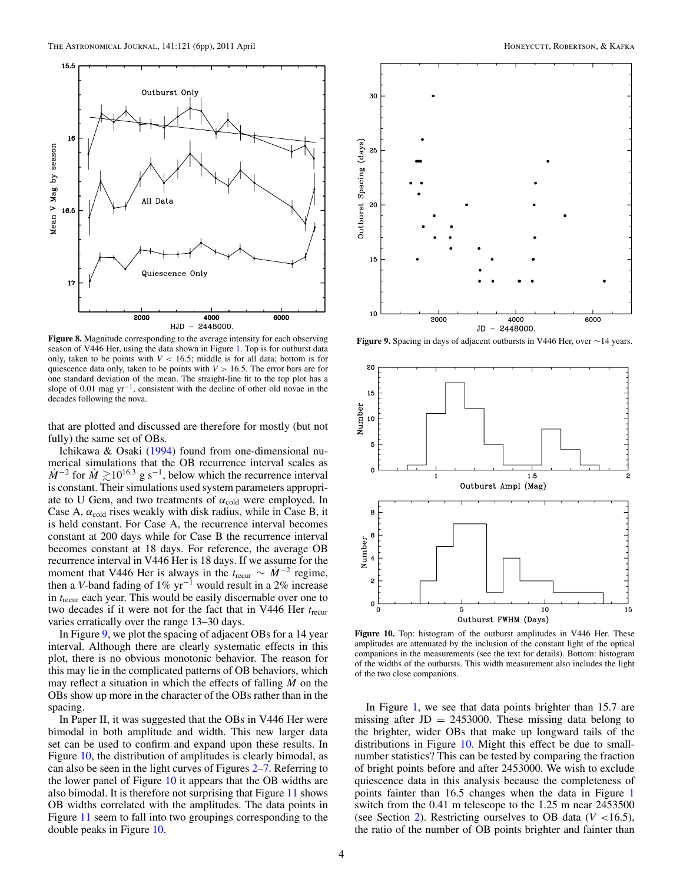**Figure 8.** Magnitude corresponding to the average intensity for each observing season of V446 Her, using the data shown in Figure 1. Top is for outburst data only, taken to be points with $V < 16.5$; middle is for all data; bottom is for quiescence data only, taken to be points with $V > 16.5$. The error bars are for one standard deviation of the mean. The straight-line fit to the top plot has a slope of 0.01 mag yr$^{-1}$, consistent with the decline of other old novae in the decades following the nova.

that are plotted and discussed are therefore for mostly (but not fully) the same set of OBs.

Ichikawa & Osaki (1994) found from one-dimensional numerical simulations that the OB recurrence interval scales as $\dot{M}^{-2}$ for $\dot{M} \gtrsim 10^{16.3}$ g s$^{-1}$, below which the recurrence interval is constant. Their simulations used system parameters appropriate to U Gem, and two treatments of $\alpha_{\rm cold}$ were employed. In Case A, $\alpha_{\rm cold}$ rises weakly with disk radius, while in Case B, it is held constant. For Case A, the recurrence interval becomes constant at 200 days while for Case B the recurrence interval becomes constant at 18 days. For reference, the average OB recurrence interval in V446 Her is 18 days. If we assume for the moment that V446 Her is always in the $t_{\rm recur} \sim \dot{M}^{-2}$ regime, then a $V$-band fading of 1% yr$^{-1}$ would result in a 2% increase in $t_{\rm recur}$ each year. This would be easily discernable over one to two decades if it were not for the fact that in V446 Her $t_{\rm recur}$ varies erratically over the range 13–30 days.

In Figure 9, we plot the spacing of adjacent OBs for a 14 year interval. Although there are clearly systematic effects in this plot, there is no obvious monotonic behavior. The reason for this may lie in the complicated patterns of OB behaviors, which may reflect a situation in which the effects of falling $\dot{M}$ on the OBs show up more in the character of the OBs rather than in the spacing.

In Paper II, it was suggested that the OBs in V446 Her were bimodal in both amplitude and width. This new larger data set can be used to confirm and expand upon these results. In Figure 10, the distribution of amplitudes is clearly bimodal, as can also be seen in the light curves of Figures 2–7. Referring to the lower panel of Figure 10 it appears that the OB widths are also bimodal. It is therefore not surprising that Figure 11 shows OB widths correlated with the amplitudes. The data points in Figure 11 seem to fall into two groupings corresponding to the double peaks in Figure 10.

**Figure 9.** Spacing in days of adjacent outbursts in V446 Her, over ∼14 years.

**Figure 10.** Top: histogram of the outburst amplitudes in V446 Her. These amplitudes are attenuated by the inclusion of the constant light of the optical companions in the measurements (see the text for details). Bottom: histogram of the widths of the outbursts. This width measurement also includes the light of the two close companions.

In Figure 1, we see that data points brighter than 15.7 are missing after JD = 2453000. These missing data belong to the brighter, wider OBs that make up longward tails of the distributions in Figure 10. Might this effect be due to small-number statistics? This can be tested by comparing the fraction of bright points before and after 2453000. We wish to exclude quiescence data in this analysis because the completeness of points fainter than 16.5 changes when the data in Figure 1 switch from the 0.41 m telescope to the 1.25 m near 2453500 (see Section 2). Restricting ourselves to OB data ($V$ <16.5), the ratio of the number of OB points brighter and fainter than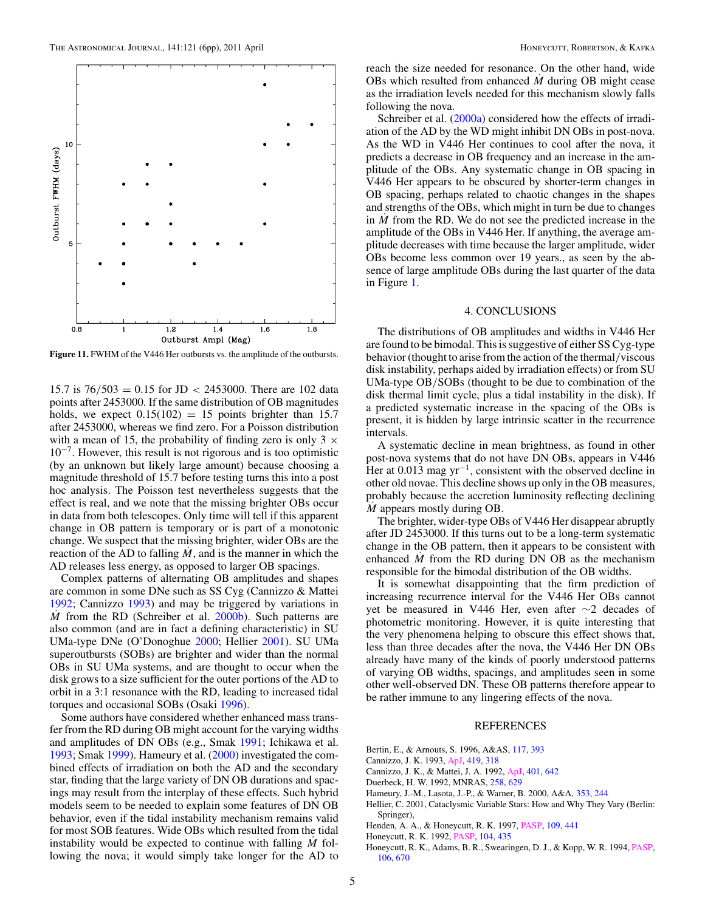Figure 11. FWHM of the V446 Her outbursts vs. the amplitude of the outbursts.

15.7 is $76/503 = 0.15$ for JD < 2453000. There are 102 data points after 2453000. If the same distribution of OB magnitudes holds, we expect $0.15(102) = 15$ points brighter than 15.7 after 2453000, whereas we find zero. For a Poisson distribution with a mean of 15, the probability of finding zero is only $3 \times 10^{-7}$. However, this result is not rigorous and is too optimistic (by an unknown but likely large amount) because choosing a magnitude threshold of 15.7 before testing turns this into a post hoc analysis. The Poisson test nevertheless suggests that the effect is real, and we note that the missing brighter OBs occur in data from both telescopes. Only time will tell if this apparent change in OB pattern is temporary or is part of a monotonic change. We suspect that the missing brighter, wider OBs are the reaction of the AD to falling $\dot{M}$, and is the manner in which the AD releases less energy, as opposed to larger OB spacings.

Complex patterns of alternating OB amplitudes and shapes are common in some DNe such as SS Cyg (Cannizzo & Mattei 1992; Cannizzo 1993) and may be triggered by variations in $\dot{M}$ from the RD (Schreiber et al. 2000b). Such patterns are also common (and are in fact a defining characteristic) in SU UMa-type DNe (O'Donoghue 2000; Hellier 2001). SU UMa superoutbursts (SOBs) are brighter and wider than the normal OBs in SU UMa systems, and are thought to occur when the disk grows to a size sufficient for the outer portions of the AD to orbit in a 3:1 resonance with the RD, leading to increased tidal torques and occasional SOBs (Osaki 1996).

Some authors have considered whether enhanced mass transfer from the RD during OB might account for the varying widths and amplitudes of DN OBs (e.g., Smak 1991; Ichikawa et al. 1993; Smak 1999). Hameury et al. (2000) investigated the combined effects of irradiation on both the AD and the secondary star, finding that the large variety of DN OB durations and spacings may result from the interplay of these effects. Such hybrid models seem to be needed to explain some features of DN OB behavior, even if the tidal instability mechanism remains valid for most SOB features. Wide OBs which resulted from the tidal instability would be expected to continue with falling $\dot{M}$ following the nova; it would simply take longer for the AD to reach the size needed for resonance. On the other hand, wide OBs which resulted from enhanced $\dot{M}$ during OB might cease as the irradiation levels needed for this mechanism slowly falls following the nova.

Schreiber et al. (2000a) considered how the effects of irradiation of the AD by the WD might inhibit DN OBs in post-nova. As the WD in V446 Her continues to cool after the nova, it predicts a decrease in OB frequency and an increase in the amplitude of the OBs. Any systematic change in OB spacing in V446 Her appears to be obscured by shorter-term changes in OB spacing, perhaps related to chaotic changes in the shapes and strengths of the OBs, which might in turn be due to changes in $\dot{M}$ from the RD. We do not see the predicted increase in the amplitude of the OBs in V446 Her. If anything, the average amplitude decreases with time because the larger amplitude, wider OBs become less common over 19 years., as seen by the absence of large amplitude OBs during the last quarter of the data in Figure 1.

## 4. CONCLUSIONS

The distributions of OB amplitudes and widths in V446 Her are found to be bimodal. This is suggestive of either SS Cyg-type behavior (thought to arise from the action of the thermal/viscous disk instability, perhaps aided by irradiation effects) or from SU UMa-type OB/SOBs (thought to be due to combination of the disk thermal limit cycle, plus a tidal instability in the disk). If a predicted systematic increase in the spacing of the OBs is present, it is hidden by large intrinsic scatter in the recurrence intervals.

A systematic decline in mean brightness, as found in other post-nova systems that do not have DN OBs, appears in V446 Her at 0.013 mag $\text{yr}^{-1}$, consistent with the observed decline in other old novae. This decline shows up only in the OB measures, probably because the accretion luminosity reflecting declining $\dot{M}$ appears mostly during OB.

The brighter, wider-type OBs of V446 Her disappear abruptly after JD 2453000. If this turns out to be a long-term systematic change in the OB pattern, then it appears to be consistent with enhanced $\dot{M}$ from the RD during DN OB as the mechanism responsible for the bimodal distribution of the OB widths.

It is somewhat disappointing that the firm prediction of increasing recurrence interval for the V446 Her OBs cannot yet be measured in V446 Her, even after ~2 decades of photometric monitoring. However, it is quite interesting that the very phenomena helping to obscure this effect shows that, less than three decades after the nova, the V446 Her DN OBs already have many of the kinds of poorly understood patterns of varying OB widths, spacings, and amplitudes seen in some other well-observed DN. These OB patterns therefore appear to be rather immune to any lingering effects of the nova.

## REFERENCES

Bertin, E., & Arnouts, S. 1996, A&AS, 117, 393
Cannizzo, J. K. 1993, ApJ, 419, 318
Cannizzo, J. K., & Mattei, J. A. 1992, ApJ, 401, 642
Duerbeck, H. W. 1992, MNRAS, 258, 629
Hameury, J.-M., Lasota, J.-P., & Warner, B. 2000, A&A, 353, 244
Hellier, C. 2001, Cataclysmic Variable Stars: How and Why They Vary (Berlin: Springer),
Henden, A. A., & Honeycutt, R. K. 1997, PASP, 109, 441
Honeycutt, R. K. 1992, PASP, 104, 435
Honeycutt, R. K., Adams, B. R., Swearingen, D. J., & Kopp, W. R. 1994, PASP, 106, 670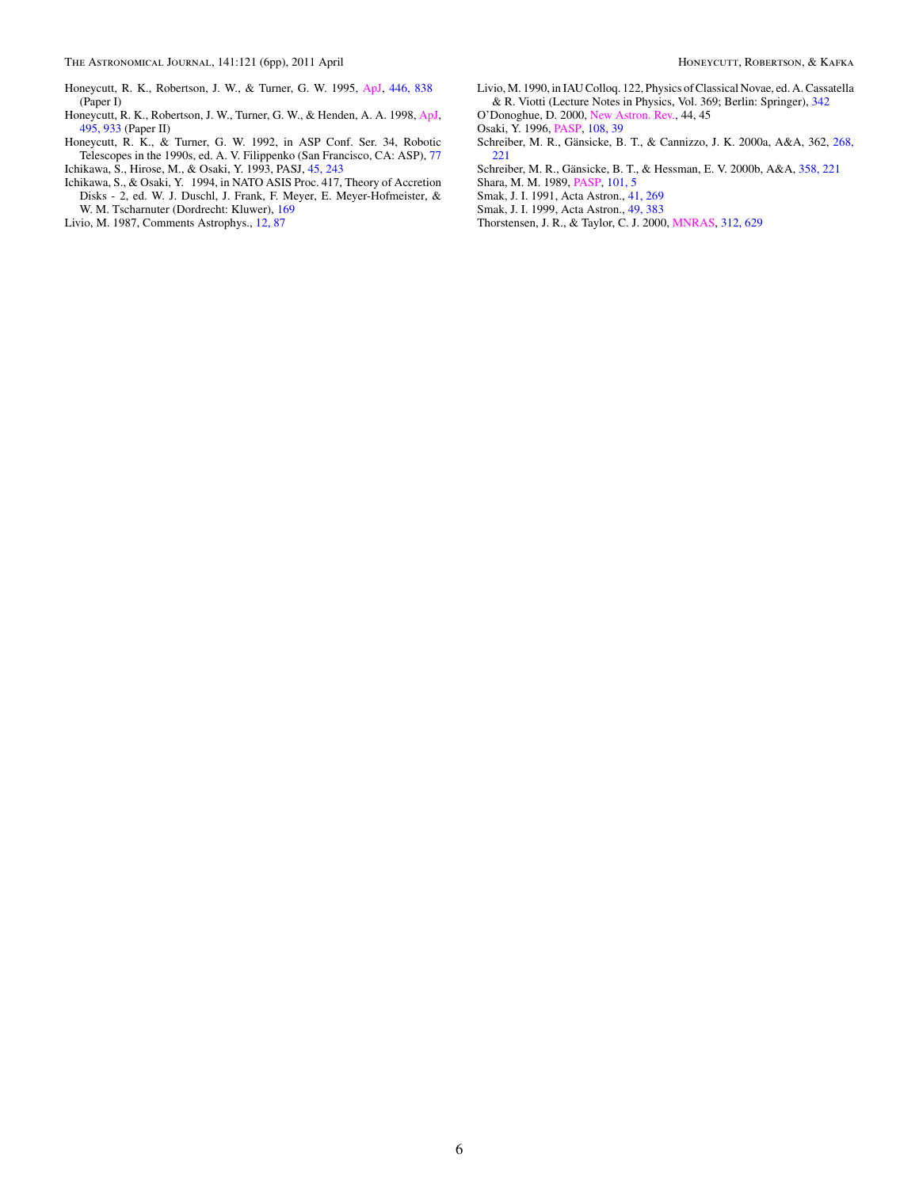Honeycutt, R. K., Robertson, J. W., & Turner, G. W. 1995, ApJ, 446, 838 (Paper I)

Honeycutt, R. K., Robertson, J. W., Turner, G. W., & Henden, A. A. 1998, ApJ, 495, 933 (Paper II)

Honeycutt, R. K., & Turner, G. W. 1992, in ASP Conf. Ser. 34, Robotic Telescopes in the 1990s, ed. A. V. Filippenko (San Francisco, CA: ASP), 77

Ichikawa, S., Hirose, M., & Osaki, Y. 1993, PASJ, 45, 243

Ichikawa, S., & Osaki, Y. 1994, in NATO ASIS Proc. 417, Theory of Accretion Disks - 2, ed. W. J. Duschl, J. Frank, F. Meyer, E. Meyer-Hofmeister, & W. M. Tscharnuter (Dordrecht: Kluwer), 169

Livio, M. 1987, Comments Astrophys., 12, 87

Livio, M. 1990, in IAU Colloq. 122, Physics of Classical Novae, ed. A. Cassatella & R. Viotti (Lecture Notes in Physics, Vol. 369; Berlin: Springer), 342

O'Donoghue, D. 2000, New Astron. Rev., 44, 45

Osaki, Y. 1996, PASP, 108, 39

Schreiber, M. R., Gänsicke, B. T., & Cannizzo, J. K. 2000a, A&A, 362, 268, 221

Schreiber, M. R., Gänsicke, B. T., & Hessman, E. V. 2000b, A&A, 358, 221

Shara, M. M. 1989, PASP, 101, 5

Smak, J. I. 1991, Acta Astron., 41, 269

Smak, J. I. 1999, Acta Astron., 49, 383

Thorstensen, J. R., & Taylor, C. J. 2000, MNRAS, 312, 629